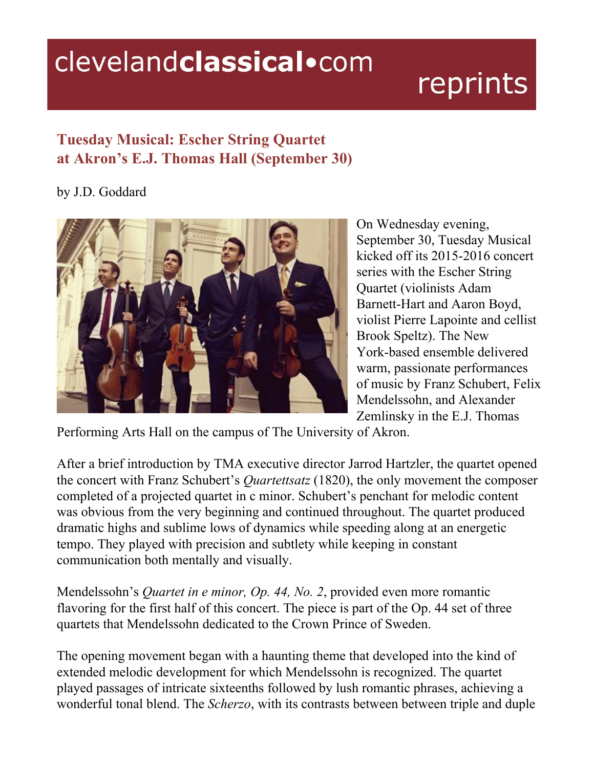# Tuesday Musical: Escher String Quartet at Akron's E.J. Thomas Hall (September 30)

by J.D. Goddard

On Wednesday evening, September 30, Tuesday Musical kicked off its 2015-2016 concert series with the Escher String Quartet (violinists Adam Barnett-Hart and Aaron Boyd, violist Pierre Lapointe and cellist Brook Speltz). The New York-based ensemble delivered warm, passionate performances of music by Franz Schubert, Felix Mendelssohn, and Alexander Zemlinsky in the E.J. Thomas Performing Arts Hall on the campus of The University of Akron.

After a brief introduction by TMA executive director Jarrod Hartzler, the quartet opened the concert with Franz Schubert's *Quartettsatz* (1820), the only movement the composer completed of a projected quartet in c minor. Schubert's penchant for melodic content was obvious from the very beginning and continued throughout. The quartet produced dramatic highs and sublime lows of dynamics while speeding along at an energetic tempo. They played with precision and subtlety while keeping in constant communication both mentally and visually.

Mendelssohn's *Quartet in e minor, Op. 44, No. 2*, provided even more romantic flavoring for the first half of this concert. The piece is part of the Op. 44 set of three quartets that Mendelssohn dedicated to the Crown Prince of Sweden.

The opening movement began with a haunting theme that developed into the kind of extended melodic development for which Mendelssohn is recognized. The quartet played passages of intricate sixteenths followed by lush romantic phrases, achieving a wonderful tonal blend. The *Scherzo*, with its contrasts between between triple and duple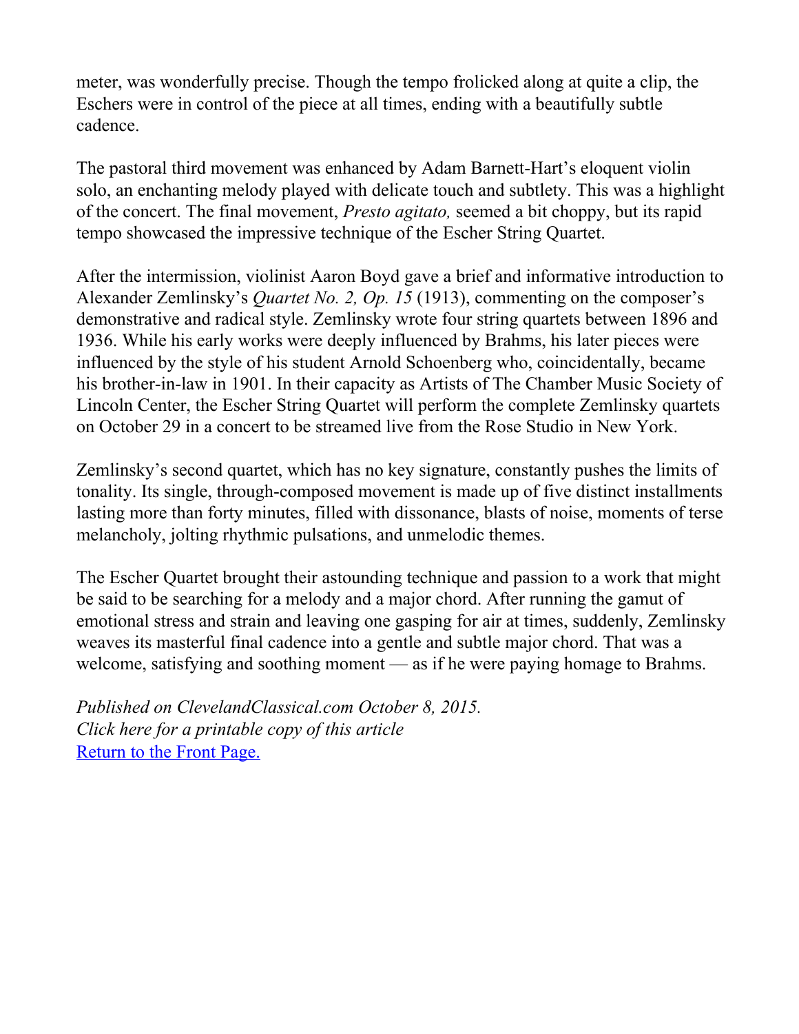meter, was wonderfully precise. Though the tempo frolicked along at quite a clip, the Eschers were in control of the piece at all times, ending with a beautifully subtle cadence.

The pastoral third movement was enhanced by Adam Barnett-Hart's eloquent violin solo, an enchanting melody played with delicate touch and subtlety. This was a highlight of the concert. The final movement, *Presto agitato,* seemed a bit choppy, but its rapid tempo showcased the impressive technique of the Escher String Quartet.

After the intermission, violinist Aaron Boyd gave a brief and informative introduction to Alexander Zemlinsky's *Quartet No. 2, Op. 15* (1913), commenting on the composer's demonstrative and radical style. Zemlinsky wrote four string quartets between 1896 and 1936. While his early works were deeply influenced by Brahms, his later pieces were influenced by the style of his student Arnold Schoenberg who, coincidentally, became his brother-in-law in 1901. In their capacity as Artists of The Chamber Music Society of Lincoln Center, the Escher String Quartet will perform the complete Zemlinsky quartets on October 29 in a concert to be streamed live from the Rose Studio in New York.

Zemlinsky's second quartet, which has no key signature, constantly pushes the limits of tonality. Its single, through-composed movement is made up of five distinct installments lasting more than forty minutes, filled with dissonance, blasts of noise, moments of terse melancholy, jolting rhythmic pulsations, and unmelodic themes.

The Escher Quartet brought their astounding technique and passion to a work that might be said to be searching for a melody and a major chord. After running the gamut of emotional stress and strain and leaving one gasping for air at times, suddenly, Zemlinsky weaves its masterful final cadence into a gentle and subtle major chord. That was a welcome, satisfying and soothing moment — as if he were paying homage to Brahms.

*Published on ClevelandClassical.com October 8, 2015.*
*Click here for a printable copy of this article*
Return to the Front Page.